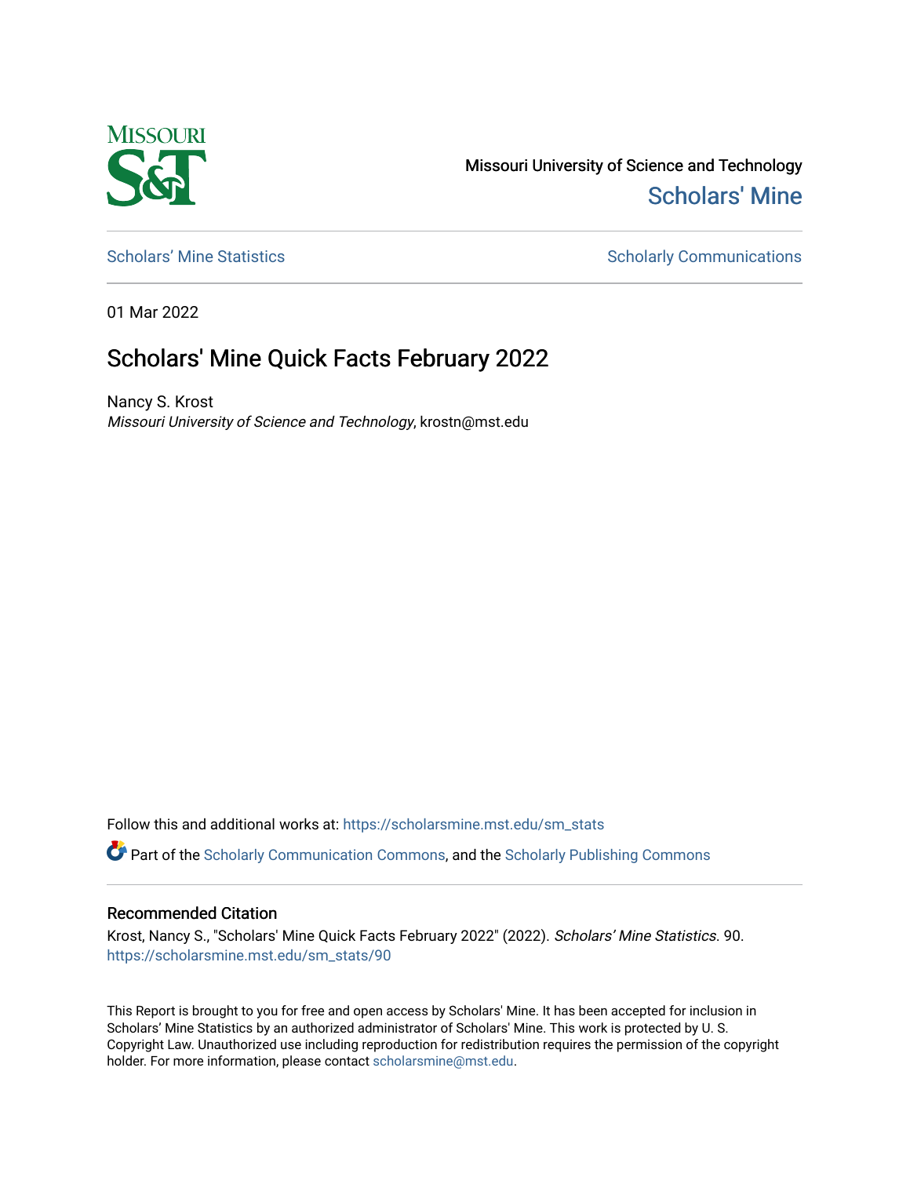Missouri University of Science and Technology

Scholars' Mine

Scholars' Mine Statistics

Scholarly Communications

01 Mar 2022

# Scholars' Mine Quick Facts February 2022

Nancy S. Krost
*Missouri University of Science and Technology*, krostn@mst.edu

Follow this and additional works at: https://scholarsmine.mst.edu/sm_stats

Part of the Scholarly Communication Commons, and the Scholarly Publishing Commons

## Recommended Citation

Krost, Nancy S., "Scholars' Mine Quick Facts February 2022" (2022). *Scholars' Mine Statistics*. 90.
https://scholarsmine.mst.edu/sm_stats/90

This Report is brought to you for free and open access by Scholars' Mine. It has been accepted for inclusion in Scholars' Mine Statistics by an authorized administrator of Scholars' Mine. This work is protected by U. S. Copyright Law. Unauthorized use including reproduction for redistribution requires the permission of the copyright holder. For more information, please contact scholarsmine@mst.edu.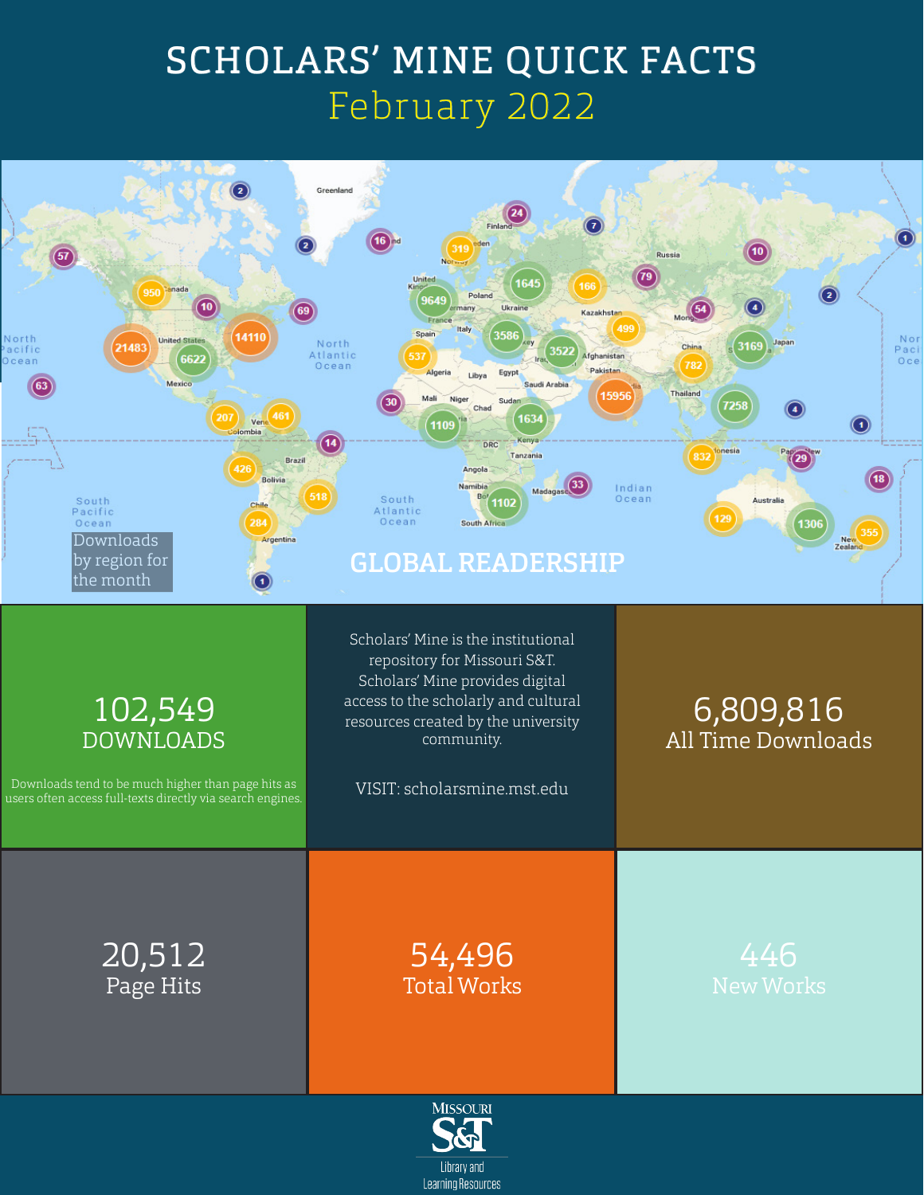# SCHOLARS' MINE QUICK FACTS

## February 2022

GLOBAL READERSHIP

Downloads by region for the month

102,549
DOWNLOADS

Downloads tend to be much higher than page hits as users often access full-texts directly via search engines.

Scholars' Mine is the institutional repository for Missouri S&T. Scholars' Mine provides digital access to the scholarly and cultural resources created by the university community.

VISIT: scholarsmine.mst.edu

6,809,816
All Time Downloads

20,512
Page Hits

54,496
Total Works

446
New Works

Missouri S&T Library and Learning Resources